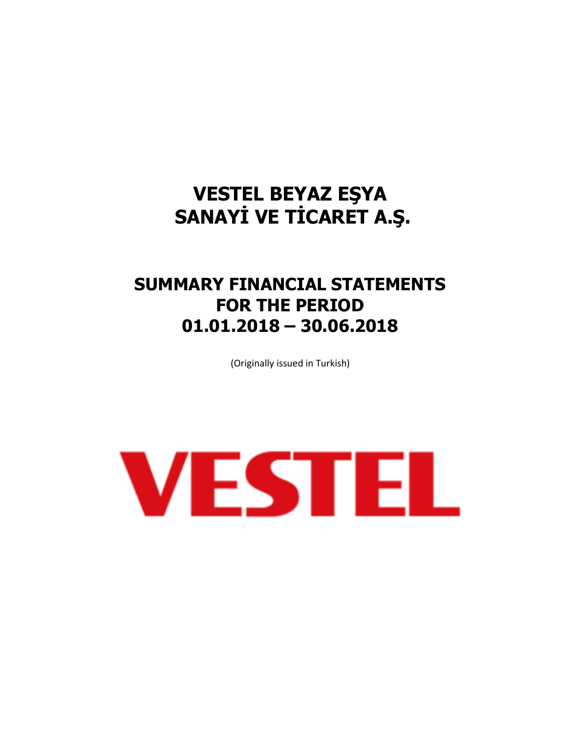# VESTEL BEYAZ EŞYA SANAYİ VE TİCARET A.Ş.

# SUMMARY FINANCIAL STATEMENTS FOR THE PERIOD 01.01.2018 – 30.06.2018

(Originally issued in Turkish)

VESTEL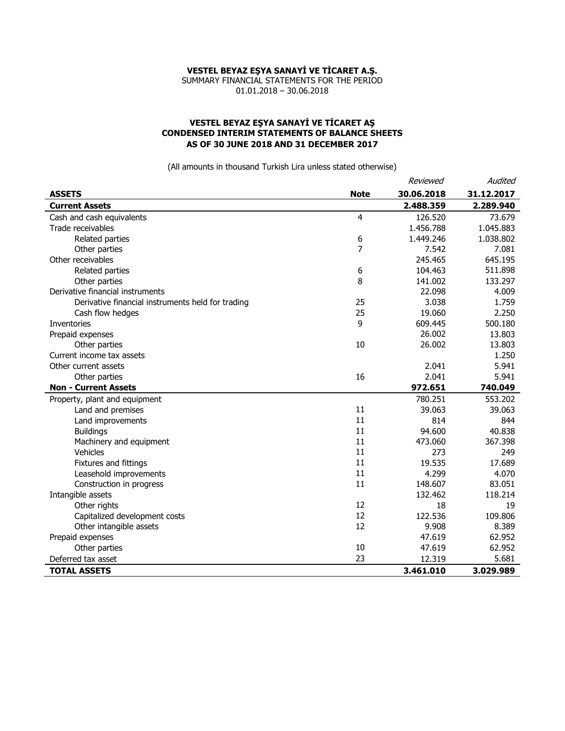**VESTEL BEYAZ EŞYA SANAYİ VE TİCARET A.Ş.**
SUMMARY FINANCIAL STATEMENTS FOR THE PERIOD
01.01.2018 – 30.06.2018

**VESTEL BEYAZ EŞYA SANAYİ VE TİCARET AŞ**
**CONDENSED INTERIM STATEMENTS OF BALANCE SHEETS**
**AS OF 30 JUNE 2018 AND 31 DECEMBER 2017**

(All amounts in thousand Turkish Lira unless stated otherwise)

| | | *Reviewed* | *Audited* |
|---|---|---|---|
| **ASSETS** | **Note** | **30.06.2018** | **31.12.2017** |
| **Current Assets** | | **2.488.359** | **2.289.940** |
| Cash and cash equivalents | 4 | 126.520 | 73.679 |
| Trade receivables | | 1.456.788 | 1.045.883 |
| Related parties | 6 | 1.449.246 | 1.038.802 |
| Other parties | 7 | 7.542 | 7.081 |
| Other receivables | | 245.465 | 645.195 |
| Related parties | 6 | 104.463 | 511.898 |
| Other parties | 8 | 141.002 | 133.297 |
| Derivative financial instruments | | 22.098 | 4.009 |
| Derivative financial instruments held for trading | 25 | 3.038 | 1.759 |
| Cash flow hedges | 25 | 19.060 | 2.250 |
| Inventories | 9 | 609.445 | 500.180 |
| Prepaid expenses | | 26.002 | 13.803 |
| Other parties | 10 | 26.002 | 13.803 |
| Current income tax assets | | | 1.250 |
| Other current assets | | 2.041 | 5.941 |
| Other parties | 16 | 2.041 | 5.941 |
| **Non - Current Assets** | | **972.651** | **740.049** |
| Property, plant and equipment | | 780.251 | 553.202 |
| Land and premises | 11 | 39.063 | 39.063 |
| Land improvements | 11 | 814 | 844 |
| Buildings | 11 | 94.600 | 40.838 |
| Machinery and equipment | 11 | 473.060 | 367.398 |
| Vehicles | 11 | 273 | 249 |
| Fixtures and fittings | 11 | 19.535 | 17.689 |
| Leasehold improvements | 11 | 4.299 | 4.070 |
| Construction in progress | 11 | 148.607 | 83.051 |
| Intangible assets | | 132.462 | 118.214 |
| Other rights | 12 | 18 | 19 |
| Capitalized development costs | 12 | 122.536 | 109.806 |
| Other intangible assets | 12 | 9.908 | 8.389 |
| Prepaid expenses | | 47.619 | 62.952 |
| Other parties | 10 | 47.619 | 62.952 |
| Deferred tax asset | 23 | 12.319 | 5.681 |
| **TOTAL ASSETS** | | **3.461.010** | **3.029.989** |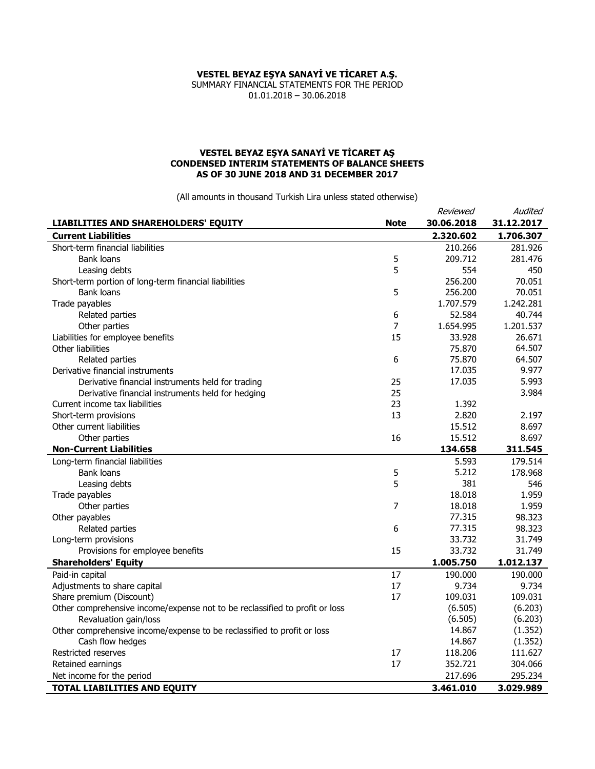**VESTEL BEYAZ EŞYA SANAYİ VE TİCARET A.Ş.**
SUMMARY FINANCIAL STATEMENTS FOR THE PERIOD
01.01.2018 – 30.06.2018

**VESTEL BEYAZ EŞYA SANAYİ VE TİCARET AŞ**
**CONDENSED INTERIM STATEMENTS OF BALANCE SHEETS**
**AS OF 30 JUNE 2018 AND 31 DECEMBER 2017**

(All amounts in thousand Turkish Lira unless stated otherwise)

| | | *Reviewed* | *Audited* |
|---|---|---|---|
| **LIABILITIES AND SHAREHOLDERS' EQUITY** | **Note** | **30.06.2018** | **31.12.2017** |
| **Current Liabilities** | | **2.320.602** | **1.706.307** |
| Short-term financial liabilities | | 210.266 | 281.926 |
| Bank loans | 5 | 209.712 | 281.476 |
| Leasing debts | 5 | 554 | 450 |
| Short-term portion of long-term financial liabilities | | 256.200 | 70.051 |
| Bank loans | 5 | 256.200 | 70.051 |
| Trade payables | | 1.707.579 | 1.242.281 |
| Related parties | 6 | 52.584 | 40.744 |
| Other parties | 7 | 1.654.995 | 1.201.537 |
| Liabilities for employee benefits | 15 | 33.928 | 26.671 |
| Other liabilities | | 75.870 | 64.507 |
| Related parties | 6 | 75.870 | 64.507 |
| Derivative financial instruments | | 17.035 | 9.977 |
| Derivative financial instruments held for trading | 25 | 17.035 | 5.993 |
| Derivative financial instruments held for hedging | 25 | | 3.984 |
| Current income tax liabilities | 23 | 1.392 | |
| Short-term provisions | 13 | 2.820 | 2.197 |
| Other current liabilities | | 15.512 | 8.697 |
| Other parties | 16 | 15.512 | 8.697 |
| **Non-Current Liabilities** | | **134.658** | **311.545** |
| Long-term financial liabilities | | 5.593 | 179.514 |
| Bank loans | 5 | 5.212 | 178.968 |
| Leasing debts | 5 | 381 | 546 |
| Trade payables | | 18.018 | 1.959 |
| Other parties | 7 | 18.018 | 1.959 |
| Other payables | | 77.315 | 98.323 |
| Related parties | 6 | 77.315 | 98.323 |
| Long-term provisions | | 33.732 | 31.749 |
| Provisions for employee benefits | 15 | 33.732 | 31.749 |
| **Shareholders' Equity** | | **1.005.750** | **1.012.137** |
| Paid-in capital | 17 | 190.000 | 190.000 |
| Adjustments to share capital | 17 | 9.734 | 9.734 |
| Share premium (Discount) | 17 | 109.031 | 109.031 |
| Other comprehensive income/expense not to be reclassified to profit or loss | | (6.505) | (6.203) |
| Revaluation gain/loss | | (6.505) | (6.203) |
| Other comprehensive income/expense to be reclassified to profit or loss | | 14.867 | (1.352) |
| Cash flow hedges | | 14.867 | (1.352) |
| Restricted reserves | 17 | 118.206 | 111.627 |
| Retained earnings | 17 | 352.721 | 304.066 |
| Net income for the period | | 217.696 | 295.234 |
| **TOTAL LIABILITIES AND EQUITY** | | **3.461.010** | **3.029.989** |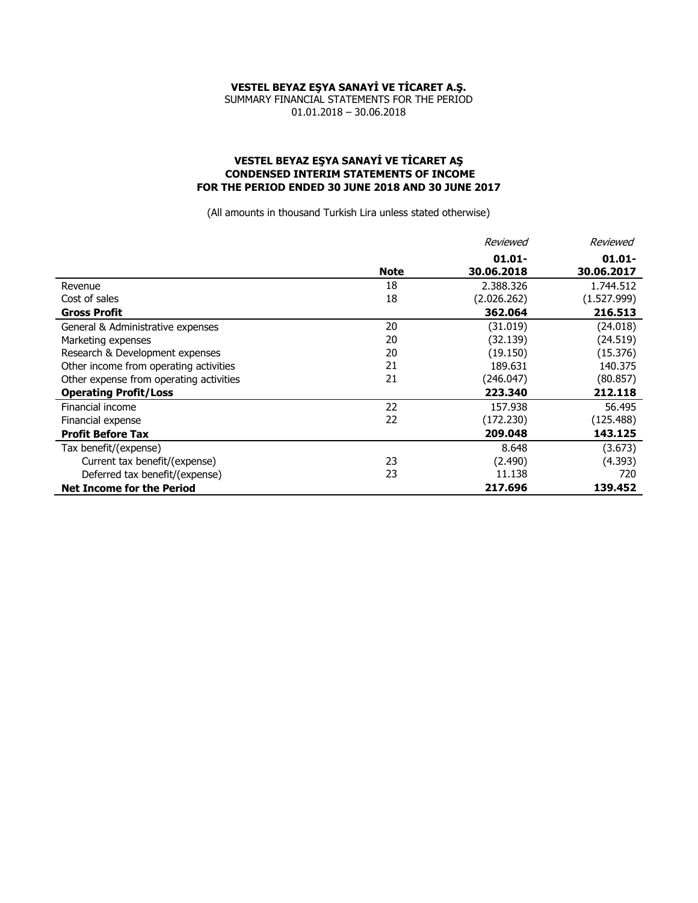**VESTEL BEYAZ EŞYA SANAYİ VE TİCARET A.Ş.**
SUMMARY FINANCIAL STATEMENTS FOR THE PERIOD
01.01.2018 – 30.06.2018

**VESTEL BEYAZ EŞYA SANAYİ VE TİCARET AŞ**
**CONDENSED INTERIM STATEMENTS OF INCOME**
**FOR THE PERIOD ENDED 30 JUNE 2018 AND 30 JUNE 2017**

(All amounts in thousand Turkish Lira unless stated otherwise)

| | | *Reviewed* | *Reviewed* |
|---|---|---|---|
| | **Note** | **01.01-30.06.2018** | **01.01-30.06.2017** |
| Revenue | 18 | 2.388.326 | 1.744.512 |
| Cost of sales | 18 | (2.026.262) | (1.527.999) |
| **Gross Profit** | | **362.064** | **216.513** |
| General & Administrative expenses | 20 | (31.019) | (24.018) |
| Marketing expenses | 20 | (32.139) | (24.519) |
| Research & Development expenses | 20 | (19.150) | (15.376) |
| Other income from operating activities | 21 | 189.631 | 140.375 |
| Other expense from operating activities | 21 | (246.047) | (80.857) |
| **Operating Profit/Loss** | | **223.340** | **212.118** |
| Financial income | 22 | 157.938 | 56.495 |
| Financial expense | 22 | (172.230) | (125.488) |
| **Profit Before Tax** | | **209.048** | **143.125** |
| Tax benefit/(expense) | | 8.648 | (3.673) |
| Current tax benefit/(expense) | 23 | (2.490) | (4.393) |
| Deferred tax benefit/(expense) | 23 | 11.138 | 720 |
| **Net Income for the Period** | | **217.696** | **139.452** |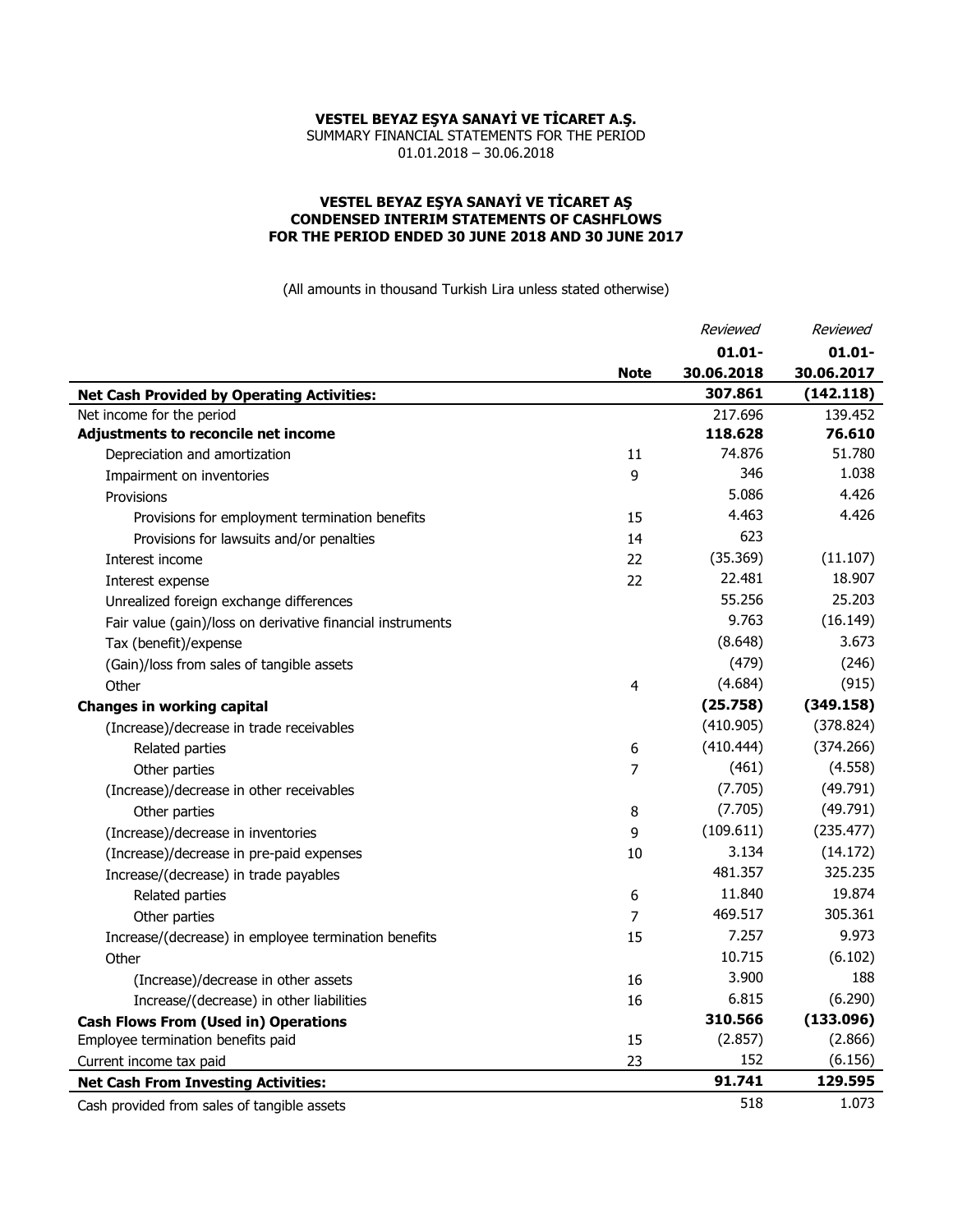**VESTEL BEYAZ EŞYA SANAYİ VE TİCARET A.Ş.**
SUMMARY FINANCIAL STATEMENTS FOR THE PERIOD
01.01.2018 – 30.06.2018

**VESTEL BEYAZ EŞYA SANAYİ VE TİCARET AŞ**
**CONDENSED INTERIM STATEMENTS OF CASHFLOWS**
**FOR THE PERIOD ENDED 30 JUNE 2018 AND 30 JUNE 2017**

(All amounts in thousand Turkish Lira unless stated otherwise)

| | Note | *Reviewed* **01.01-30.06.2018** | *Reviewed* **01.01-30.06.2017** |
|---|---|---|---|
| **Net Cash Provided by Operating Activities:** | | **307.861** | **(142.118)** |
| Net income for the period | | 217.696 | 139.452 |
| **Adjustments to reconcile net income** | | **118.628** | **76.610** |
| Depreciation and amortization | 11 | 74.876 | 51.780 |
| Impairment on inventories | 9 | 346 | 1.038 |
| Provisions | | 5.086 | 4.426 |
| Provisions for employment termination benefits | 15 | 4.463 | 4.426 |
| Provisions for lawsuits and/or penalties | 14 | 623 | |
| Interest income | 22 | (35.369) | (11.107) |
| Interest expense | 22 | 22.481 | 18.907 |
| Unrealized foreign exchange differences | | 55.256 | 25.203 |
| Fair value (gain)/loss on derivative financial instruments | | 9.763 | (16.149) |
| Tax (benefit)/expense | | (8.648) | 3.673 |
| (Gain)/loss from sales of tangible assets | | (479) | (246) |
| Other | 4 | (4.684) | (915) |
| **Changes in working capital** | | **(25.758)** | **(349.158)** |
| (Increase)/decrease in trade receivables | | (410.905) | (378.824) |
| Related parties | 6 | (410.444) | (374.266) |
| Other parties | 7 | (461) | (4.558) |
| (Increase)/decrease in other receivables | | (7.705) | (49.791) |
| Other parties | 8 | (7.705) | (49.791) |
| (Increase)/decrease in inventories | 9 | (109.611) | (235.477) |
| (Increase)/decrease in pre-paid expenses | 10 | 3.134 | (14.172) |
| Increase/(decrease) in trade payables | | 481.357 | 325.235 |
| Related parties | 6 | 11.840 | 19.874 |
| Other parties | 7 | 469.517 | 305.361 |
| Increase/(decrease) in employee termination benefits | 15 | 7.257 | 9.973 |
| Other | | 10.715 | (6.102) |
| (Increase)/decrease in other assets | 16 | 3.900 | 188 |
| Increase/(decrease) in other liabilities | 16 | 6.815 | (6.290) |
| **Cash Flows From (Used in) Operations** | | **310.566** | **(133.096)** |
| Employee termination benefits paid | 15 | (2.857) | (2.866) |
| Current income tax paid | 23 | 152 | (6.156) |
| **Net Cash From Investing Activities:** | | **91.741** | **129.595** |
| Cash provided from sales of tangible assets | | 518 | 1.073 |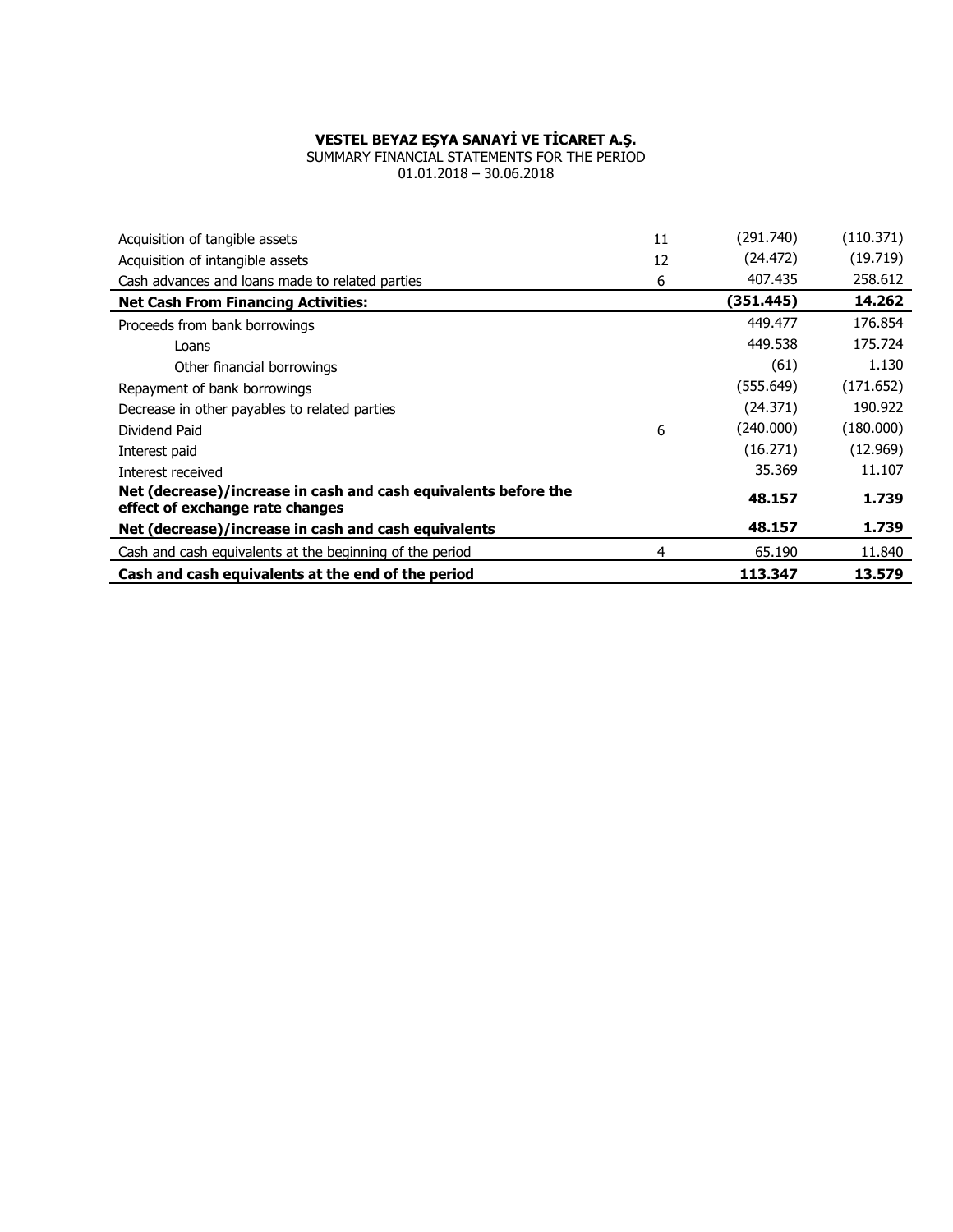**VESTEL BEYAZ EŞYA SANAYİ VE TİCARET A.Ş.**
SUMMARY FINANCIAL STATEMENTS FOR THE PERIOD
01.01.2018 – 30.06.2018

| | | | |
|---|---|---|---|
| Acquisition of tangible assets | 11 | (291.740) | (110.371) |
| Acquisition of intangible assets | 12 | (24.472) | (19.719) |
| Cash advances and loans made to related parties | 6 | 407.435 | 258.612 |
| **Net Cash From Financing Activities:** | | **(351.445)** | **14.262** |
| Proceeds from bank borrowings | | 449.477 | 176.854 |
| Loans | | 449.538 | 175.724 |
| Other financial borrowings | | (61) | 1.130 |
| Repayment of bank borrowings | | (555.649) | (171.652) |
| Decrease in other payables to related parties | | (24.371) | 190.922 |
| Dividend Paid | 6 | (240.000) | (180.000) |
| Interest paid | | (16.271) | (12.969) |
| Interest received | | 35.369 | 11.107 |
| **Net (decrease)/increase in cash and cash equivalents before the effect of exchange rate changes** | | **48.157** | **1.739** |
| **Net (decrease)/increase in cash and cash equivalents** | | **48.157** | **1.739** |
| Cash and cash equivalents at the beginning of the period | 4 | 65.190 | 11.840 |
| **Cash and cash equivalents at the end of the period** | | **113.347** | **13.579** |